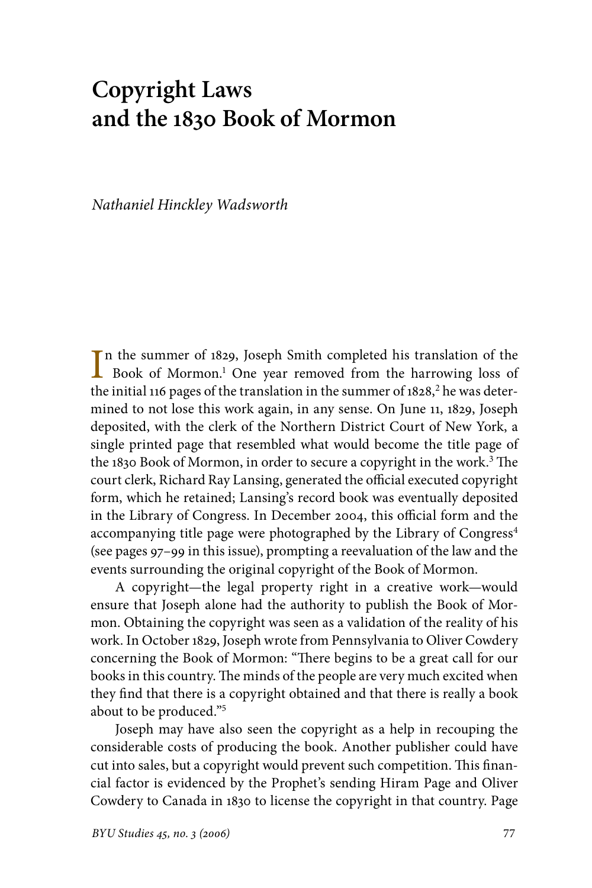# Copyright Laws and the 1830 Book of Mormon

*Nathaniel Hinckley Wadsworth*

In the summer of 1829, Joseph Smith completed his translation of the Book of Mormon.[1] One year removed from the harrowing loss of the initial 116 pages of the translation in the summer of 1828,[2] he was determined to not lose this work again, in any sense. On June 11, 1829, Joseph deposited, with the clerk of the Northern District Court of New York, a single printed page that resembled what would become the title page of the 1830 Book of Mormon, in order to secure a copyright in the work.[3] The court clerk, Richard Ray Lansing, generated the official executed copyright form, which he retained; Lansing's record book was eventually deposited in the Library of Congress. In December 2004, this official form and the accompanying title page were photographed by the Library of Congress[4] (see pages 97–99 in this issue), prompting a reevaluation of the law and the events surrounding the original copyright of the Book of Mormon.

A copyright—the legal property right in a creative work—would ensure that Joseph alone had the authority to publish the Book of Mormon. Obtaining the copyright was seen as a validation of the reality of his work. In October 1829, Joseph wrote from Pennsylvania to Oliver Cowdery concerning the Book of Mormon: "There begins to be a great call for our books in this country. The minds of the people are very much excited when they find that there is a copyright obtained and that there is really a book about to be produced."[5]

Joseph may have also seen the copyright as a help in recouping the considerable costs of producing the book. Another publisher could have cut into sales, but a copyright would prevent such competition. This financial factor is evidenced by the Prophet's sending Hiram Page and Oliver Cowdery to Canada in 1830 to license the copyright in that country. Page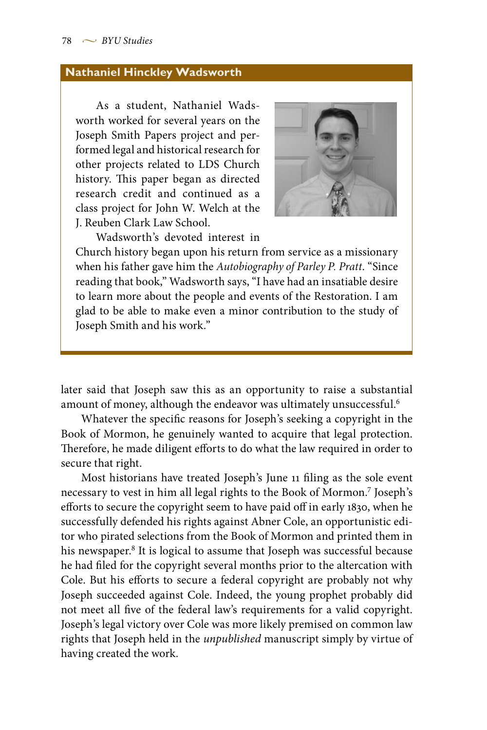## Nathaniel Hinckley Wadsworth

As a student, Nathaniel Wadsworth worked for several years on the Joseph Smith Papers project and performed legal and historical research for other projects related to LDS Church history. This paper began as directed research credit and continued as a class project for John W. Welch at the J. Reuben Clark Law School.

Wadsworth's devoted interest in Church history began upon his return from service as a missionary when his father gave him the *Autobiography of Parley P. Pratt*. "Since reading that book," Wadsworth says, "I have had an insatiable desire to learn more about the people and events of the Restoration. I am glad to be able to make even a minor contribution to the study of Joseph Smith and his work."

---

later said that Joseph saw this as an opportunity to raise a substantial amount of money, although the endeavor was ultimately unsuccessful.[6]

Whatever the specific reasons for Joseph's seeking a copyright in the Book of Mormon, he genuinely wanted to acquire that legal protection. Therefore, he made diligent efforts to do what the law required in order to secure that right.

Most historians have treated Joseph's June 11 filing as the sole event necessary to vest in him all legal rights to the Book of Mormon.[7] Joseph's efforts to secure the copyright seem to have paid off in early 1830, when he successfully defended his rights against Abner Cole, an opportunistic editor who pirated selections from the Book of Mormon and printed them in his newspaper.[8] It is logical to assume that Joseph was successful because he had filed for the copyright several months prior to the altercation with Cole. But his efforts to secure a federal copyright are probably not why Joseph succeeded against Cole. Indeed, the young prophet probably did not meet all five of the federal law's requirements for a valid copyright. Joseph's legal victory over Cole was more likely premised on common law rights that Joseph held in the *unpublished* manuscript simply by virtue of having created the work.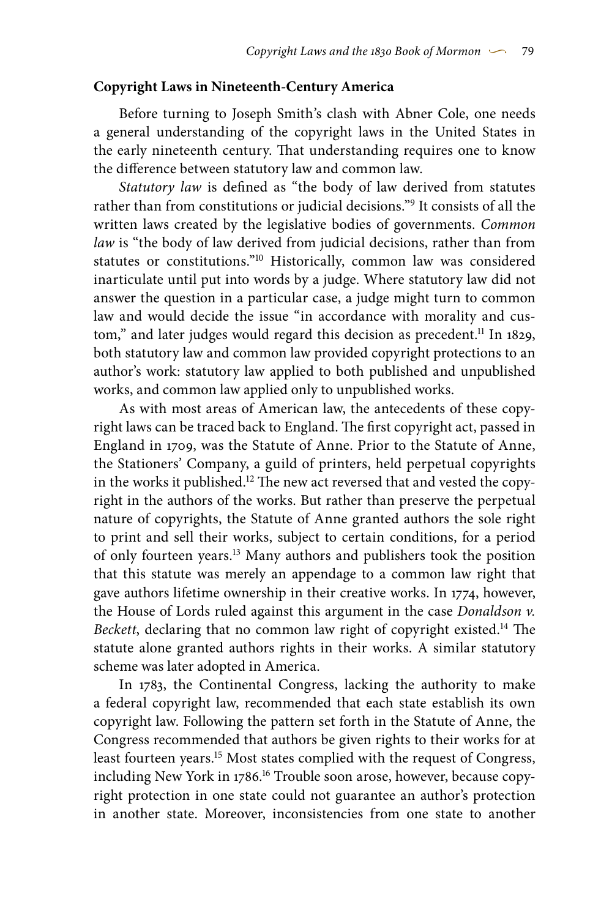### Copyright Laws in Nineteenth-Century America

Before turning to Joseph Smith's clash with Abner Cole, one needs a general understanding of the copyright laws in the United States in the early nineteenth century. That understanding requires one to know the difference between statutory law and common law.

*Statutory law* is defined as "the body of law derived from statutes rather than from constitutions or judicial decisions."[9] It consists of all the written laws created by the legislative bodies of governments. *Common law* is "the body of law derived from judicial decisions, rather than from statutes or constitutions."[10] Historically, common law was considered inarticulate until put into words by a judge. Where statutory law did not answer the question in a particular case, a judge might turn to common law and would decide the issue "in accordance with morality and custom," and later judges would regard this decision as precedent.[11] In 1829, both statutory law and common law provided copyright protections to an author's work: statutory law applied to both published and unpublished works, and common law applied only to unpublished works.

As with most areas of American law, the antecedents of these copyright laws can be traced back to England. The first copyright act, passed in England in 1709, was the Statute of Anne. Prior to the Statute of Anne, the Stationers' Company, a guild of printers, held perpetual copyrights in the works it published.[12] The new act reversed that and vested the copyright in the authors of the works. But rather than preserve the perpetual nature of copyrights, the Statute of Anne granted authors the sole right to print and sell their works, subject to certain conditions, for a period of only fourteen years.[13] Many authors and publishers took the position that this statute was merely an appendage to a common law right that gave authors lifetime ownership in their creative works. In 1774, however, the House of Lords ruled against this argument in the case *Donaldson v. Beckett*, declaring that no common law right of copyright existed.[14] The statute alone granted authors rights in their works. A similar statutory scheme was later adopted in America.

In 1783, the Continental Congress, lacking the authority to make a federal copyright law, recommended that each state establish its own copyright law. Following the pattern set forth in the Statute of Anne, the Congress recommended that authors be given rights to their works for at least fourteen years.[15] Most states complied with the request of Congress, including New York in 1786.[16] Trouble soon arose, however, because copyright protection in one state could not guarantee an author's protection in another state. Moreover, inconsistencies from one state to another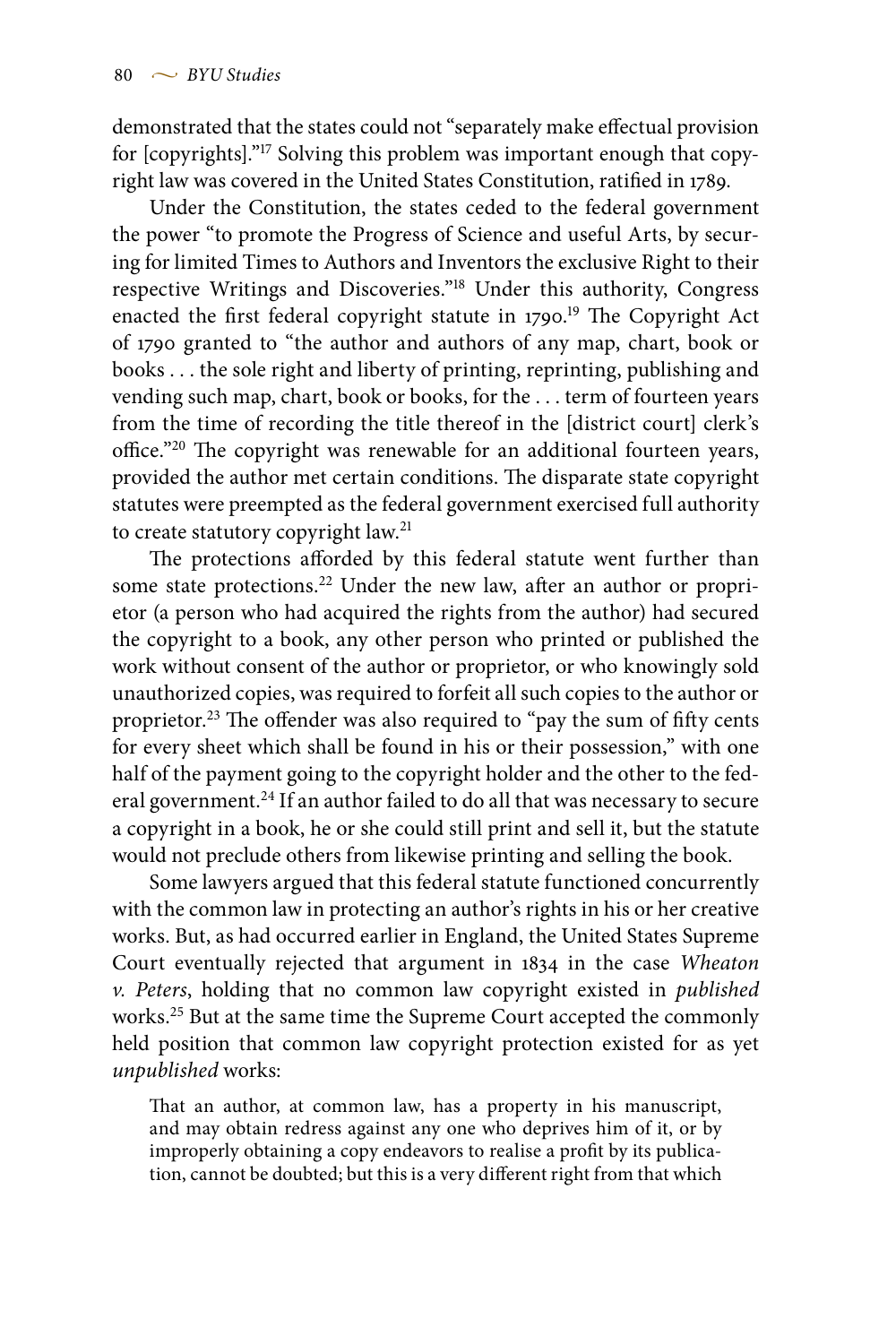demonstrated that the states could not "separately make effectual provision for [copyrights]."[17] Solving this problem was important enough that copyright law was covered in the United States Constitution, ratified in 1789.

Under the Constitution, the states ceded to the federal government the power "to promote the Progress of Science and useful Arts, by securing for limited Times to Authors and Inventors the exclusive Right to their respective Writings and Discoveries."[18] Under this authority, Congress enacted the first federal copyright statute in 1790.[19] The Copyright Act of 1790 granted to "the author and authors of any map, chart, book or books . . . the sole right and liberty of printing, reprinting, publishing and vending such map, chart, book or books, for the . . . term of fourteen years from the time of recording the title thereof in the [district court] clerk's office."[20] The copyright was renewable for an additional fourteen years, provided the author met certain conditions. The disparate state copyright statutes were preempted as the federal government exercised full authority to create statutory copyright law.[21]

The protections afforded by this federal statute went further than some state protections.[22] Under the new law, after an author or proprietor (a person who had acquired the rights from the author) had secured the copyright to a book, any other person who printed or published the work without consent of the author or proprietor, or who knowingly sold unauthorized copies, was required to forfeit all such copies to the author or proprietor.[23] The offender was also required to "pay the sum of fifty cents for every sheet which shall be found in his or their possession," with one half of the payment going to the copyright holder and the other to the federal government.[24] If an author failed to do all that was necessary to secure a copyright in a book, he or she could still print and sell it, but the statute would not preclude others from likewise printing and selling the book.

Some lawyers argued that this federal statute functioned concurrently with the common law in protecting an author's rights in his or her creative works. But, as had occurred earlier in England, the United States Supreme Court eventually rejected that argument in 1834 in the case *Wheaton v. Peters*, holding that no common law copyright existed in *published* works.[25] But at the same time the Supreme Court accepted the commonly held position that common law copyright protection existed for as yet *unpublished* works:

> That an author, at common law, has a property in his manuscript, and may obtain redress against any one who deprives him of it, or by improperly obtaining a copy endeavors to realise a profit by its publication, cannot be doubted; but this is a very different right from that which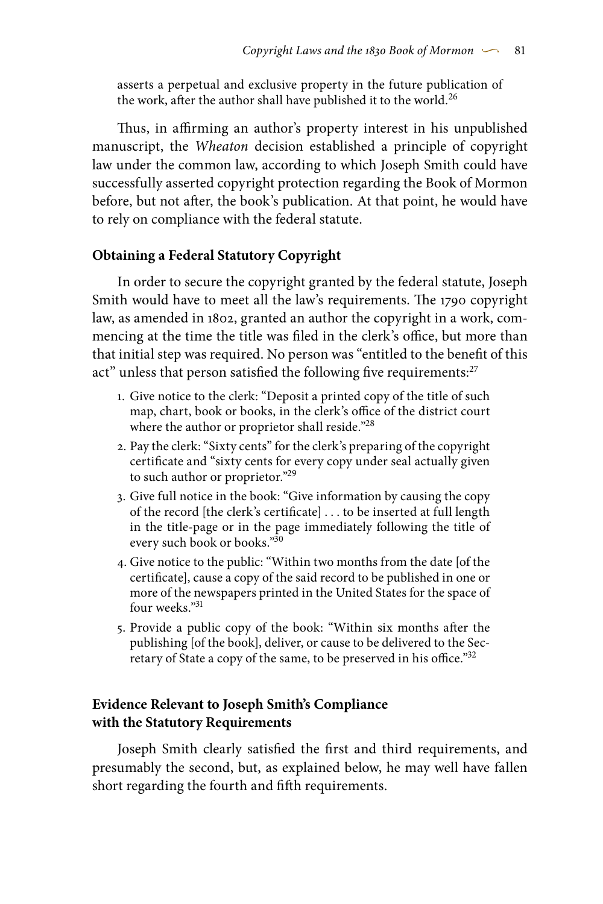asserts a perpetual and exclusive property in the future publication of the work, after the author shall have published it to the world.[26]

Thus, in affirming an author's property interest in his unpublished manuscript, the *Wheaton* decision established a principle of copyright law under the common law, according to which Joseph Smith could have successfully asserted copyright protection regarding the Book of Mormon before, but not after, the book's publication. At that point, he would have to rely on compliance with the federal statute.

### Obtaining a Federal Statutory Copyright

In order to secure the copyright granted by the federal statute, Joseph Smith would have to meet all the law's requirements. The 1790 copyright law, as amended in 1802, granted an author the copyright in a work, commencing at the time the title was filed in the clerk's office, but more than that initial step was required. No person was "entitled to the benefit of this act" unless that person satisfied the following five requirements:[27]

1. Give notice to the clerk: "Deposit a printed copy of the title of such map, chart, book or books, in the clerk's office of the district court where the author or proprietor shall reside."[28]
2. Pay the clerk: "Sixty cents" for the clerk's preparing of the copyright certificate and "sixty cents for every copy under seal actually given to such author or proprietor."[29]
3. Give full notice in the book: "Give information by causing the copy of the record [the clerk's certificate] . . . to be inserted at full length in the title-page or in the page immediately following the title of every such book or books."[30]
4. Give notice to the public: "Within two months from the date [of the certificate], cause a copy of the said record to be published in one or more of the newspapers printed in the United States for the space of four weeks."[31]
5. Provide a public copy of the book: "Within six months after the publishing [of the book], deliver, or cause to be delivered to the Secretary of State a copy of the same, to be preserved in his office."[32]

### Evidence Relevant to Joseph Smith's Compliance with the Statutory Requirements

Joseph Smith clearly satisfied the first and third requirements, and presumably the second, but, as explained below, he may well have fallen short regarding the fourth and fifth requirements.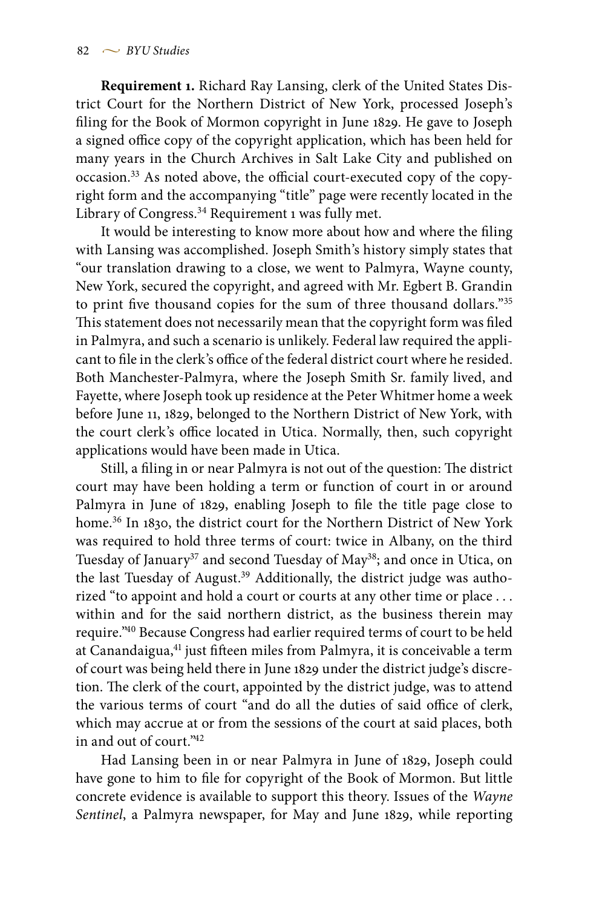**Requirement 1.** Richard Ray Lansing, clerk of the United States District Court for the Northern District of New York, processed Joseph's filing for the Book of Mormon copyright in June 1829. He gave to Joseph a signed office copy of the copyright application, which has been held for many years in the Church Archives in Salt Lake City and published on occasion.[33] As noted above, the official court-executed copy of the copyright form and the accompanying "title" page were recently located in the Library of Congress.[34] Requirement 1 was fully met.

It would be interesting to know more about how and where the filing with Lansing was accomplished. Joseph Smith's history simply states that "our translation drawing to a close, we went to Palmyra, Wayne county, New York, secured the copyright, and agreed with Mr. Egbert B. Grandin to print five thousand copies for the sum of three thousand dollars."[35] This statement does not necessarily mean that the copyright form was filed in Palmyra, and such a scenario is unlikely. Federal law required the applicant to file in the clerk's office of the federal district court where he resided. Both Manchester-Palmyra, where the Joseph Smith Sr. family lived, and Fayette, where Joseph took up residence at the Peter Whitmer home a week before June 11, 1829, belonged to the Northern District of New York, with the court clerk's office located in Utica. Normally, then, such copyright applications would have been made in Utica.

Still, a filing in or near Palmyra is not out of the question: The district court may have been holding a term or function of court in or around Palmyra in June of 1829, enabling Joseph to file the title page close to home.[36] In 1830, the district court for the Northern District of New York was required to hold three terms of court: twice in Albany, on the third Tuesday of January[37] and second Tuesday of May[38]; and once in Utica, on the last Tuesday of August.[39] Additionally, the district judge was authorized "to appoint and hold a court or courts at any other time or place . . . within and for the said northern district, as the business therein may require."[40] Because Congress had earlier required terms of court to be held at Canandaigua,[41] just fifteen miles from Palmyra, it is conceivable a term of court was being held there in June 1829 under the district judge's discretion. The clerk of the court, appointed by the district judge, was to attend the various terms of court "and do all the duties of said office of clerk, which may accrue at or from the sessions of the court at said places, both in and out of court."[42]

Had Lansing been in or near Palmyra in June of 1829, Joseph could have gone to him to file for copyright of the Book of Mormon. But little concrete evidence is available to support this theory. Issues of the *Wayne Sentinel*, a Palmyra newspaper, for May and June 1829, while reporting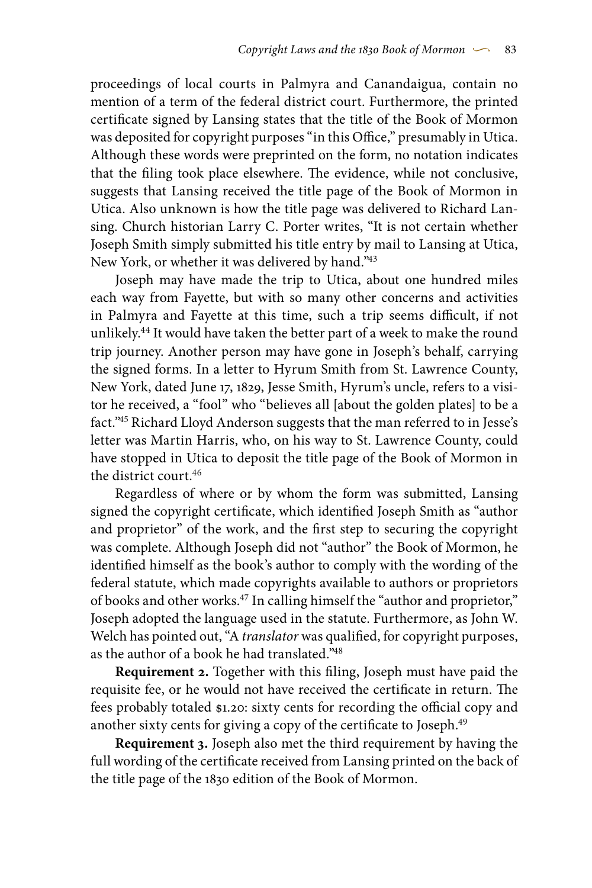proceedings of local courts in Palmyra and Canandaigua, contain no mention of a term of the federal district court. Furthermore, the printed certificate signed by Lansing states that the title of the Book of Mormon was deposited for copyright purposes "in this Office," presumably in Utica. Although these words were preprinted on the form, no notation indicates that the filing took place elsewhere. The evidence, while not conclusive, suggests that Lansing received the title page of the Book of Mormon in Utica. Also unknown is how the title page was delivered to Richard Lansing. Church historian Larry C. Porter writes, "It is not certain whether Joseph Smith simply submitted his title entry by mail to Lansing at Utica, New York, or whether it was delivered by hand."[43]

Joseph may have made the trip to Utica, about one hundred miles each way from Fayette, but with so many other concerns and activities in Palmyra and Fayette at this time, such a trip seems difficult, if not unlikely.[44] It would have taken the better part of a week to make the round trip journey. Another person may have gone in Joseph's behalf, carrying the signed forms. In a letter to Hyrum Smith from St. Lawrence County, New York, dated June 17, 1829, Jesse Smith, Hyrum's uncle, refers to a visitor he received, a "fool" who "believes all [about the golden plates] to be a fact."[45] Richard Lloyd Anderson suggests that the man referred to in Jesse's letter was Martin Harris, who, on his way to St. Lawrence County, could have stopped in Utica to deposit the title page of the Book of Mormon in the district court.[46]

Regardless of where or by whom the form was submitted, Lansing signed the copyright certificate, which identified Joseph Smith as "author and proprietor" of the work, and the first step to securing the copyright was complete. Although Joseph did not "author" the Book of Mormon, he identified himself as the book's author to comply with the wording of the federal statute, which made copyrights available to authors or proprietors of books and other works.[47] In calling himself the "author and proprietor," Joseph adopted the language used in the statute. Furthermore, as John W. Welch has pointed out, "A *translator* was qualified, for copyright purposes, as the author of a book he had translated."[48]

**Requirement 2.** Together with this filing, Joseph must have paid the requisite fee, or he would not have received the certificate in return. The fees probably totaled $1.20: sixty cents for recording the official copy and another sixty cents for giving a copy of the certificate to Joseph.[49]

**Requirement 3.** Joseph also met the third requirement by having the full wording of the certificate received from Lansing printed on the back of the title page of the 1830 edition of the Book of Mormon.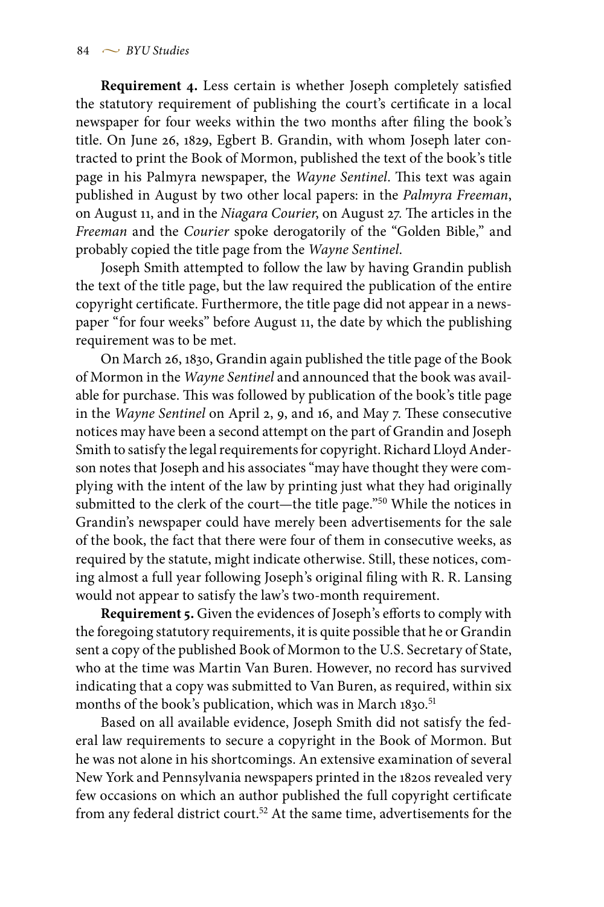**Requirement 4.** Less certain is whether Joseph completely satisfied the statutory requirement of publishing the court's certificate in a local newspaper for four weeks within the two months after filing the book's title. On June 26, 1829, Egbert B. Grandin, with whom Joseph later contracted to print the Book of Mormon, published the text of the book's title page in his Palmyra newspaper, the *Wayne Sentinel*. This text was again published in August by two other local papers: in the *Palmyra Freeman*, on August 11, and in the *Niagara Courier*, on August 27. The articles in the *Freeman* and the *Courier* spoke derogatorily of the "Golden Bible," and probably copied the title page from the *Wayne Sentinel*.

Joseph Smith attempted to follow the law by having Grandin publish the text of the title page, but the law required the publication of the entire copyright certificate. Furthermore, the title page did not appear in a newspaper "for four weeks" before August 11, the date by which the publishing requirement was to be met.

On March 26, 1830, Grandin again published the title page of the Book of Mormon in the *Wayne Sentinel* and announced that the book was available for purchase. This was followed by publication of the book's title page in the *Wayne Sentinel* on April 2, 9, and 16, and May 7. These consecutive notices may have been a second attempt on the part of Grandin and Joseph Smith to satisfy the legal requirements for copyright. Richard Lloyd Anderson notes that Joseph and his associates "may have thought they were complying with the intent of the law by printing just what they had originally submitted to the clerk of the court—the title page."[50] While the notices in Grandin's newspaper could have merely been advertisements for the sale of the book, the fact that there were four of them in consecutive weeks, as required by the statute, might indicate otherwise. Still, these notices, coming almost a full year following Joseph's original filing with R. R. Lansing would not appear to satisfy the law's two-month requirement.

**Requirement 5.** Given the evidences of Joseph's efforts to comply with the foregoing statutory requirements, it is quite possible that he or Grandin sent a copy of the published Book of Mormon to the U.S. Secretary of State, who at the time was Martin Van Buren. However, no record has survived indicating that a copy was submitted to Van Buren, as required, within six months of the book's publication, which was in March 1830.[51]

Based on all available evidence, Joseph Smith did not satisfy the federal law requirements to secure a copyright in the Book of Mormon. But he was not alone in his shortcomings. An extensive examination of several New York and Pennsylvania newspapers printed in the 1820s revealed very few occasions on which an author published the full copyright certificate from any federal district court.[52] At the same time, advertisements for the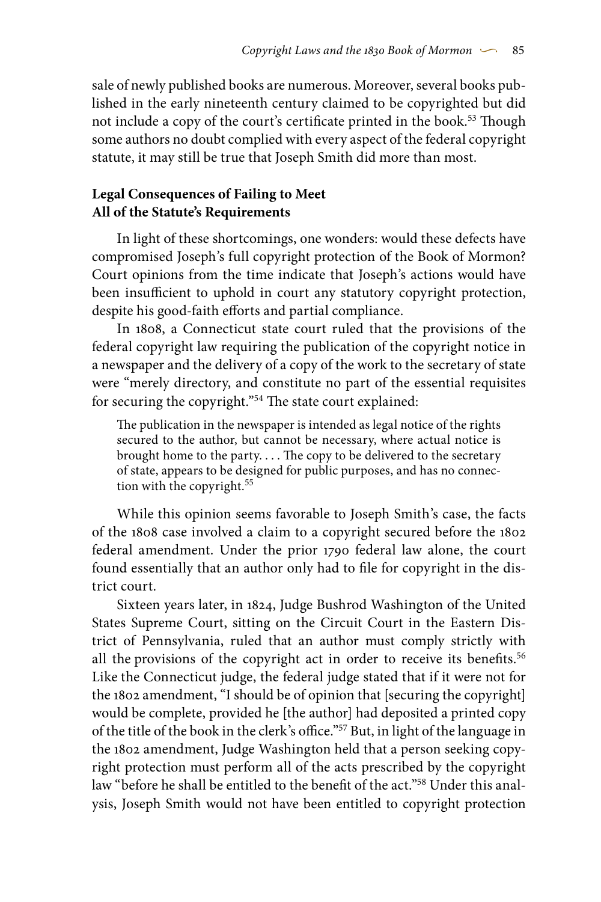sale of newly published books are numerous. Moreover, several books published in the early nineteenth century claimed to be copyrighted but did not include a copy of the court's certificate printed in the book.[53] Though some authors no doubt complied with every aspect of the federal copyright statute, it may still be true that Joseph Smith did more than most.

### Legal Consequences of Failing to Meet All of the Statute's Requirements

In light of these shortcomings, one wonders: would these defects have compromised Joseph's full copyright protection of the Book of Mormon? Court opinions from the time indicate that Joseph's actions would have been insufficient to uphold in court any statutory copyright protection, despite his good-faith efforts and partial compliance.

In 1808, a Connecticut state court ruled that the provisions of the federal copyright law requiring the publication of the copyright notice in a newspaper and the delivery of a copy of the work to the secretary of state were "merely directory, and constitute no part of the essential requisites for securing the copyright."[54] The state court explained:

> The publication in the newspaper is intended as legal notice of the rights secured to the author, but cannot be necessary, where actual notice is brought home to the party. . . . The copy to be delivered to the secretary of state, appears to be designed for public purposes, and has no connection with the copyright.[55]

While this opinion seems favorable to Joseph Smith's case, the facts of the 1808 case involved a claim to a copyright secured before the 1802 federal amendment. Under the prior 1790 federal law alone, the court found essentially that an author only had to file for copyright in the district court.

Sixteen years later, in 1824, Judge Bushrod Washington of the United States Supreme Court, sitting on the Circuit Court in the Eastern District of Pennsylvania, ruled that an author must comply strictly with all the provisions of the copyright act in order to receive its benefits.[56] Like the Connecticut judge, the federal judge stated that if it were not for the 1802 amendment, "I should be of opinion that [securing the copyright] would be complete, provided he [the author] had deposited a printed copy of the title of the book in the clerk's office."[57] But, in light of the language in the 1802 amendment, Judge Washington held that a person seeking copyright protection must perform all of the acts prescribed by the copyright law "before he shall be entitled to the benefit of the act."[58] Under this analysis, Joseph Smith would not have been entitled to copyright protection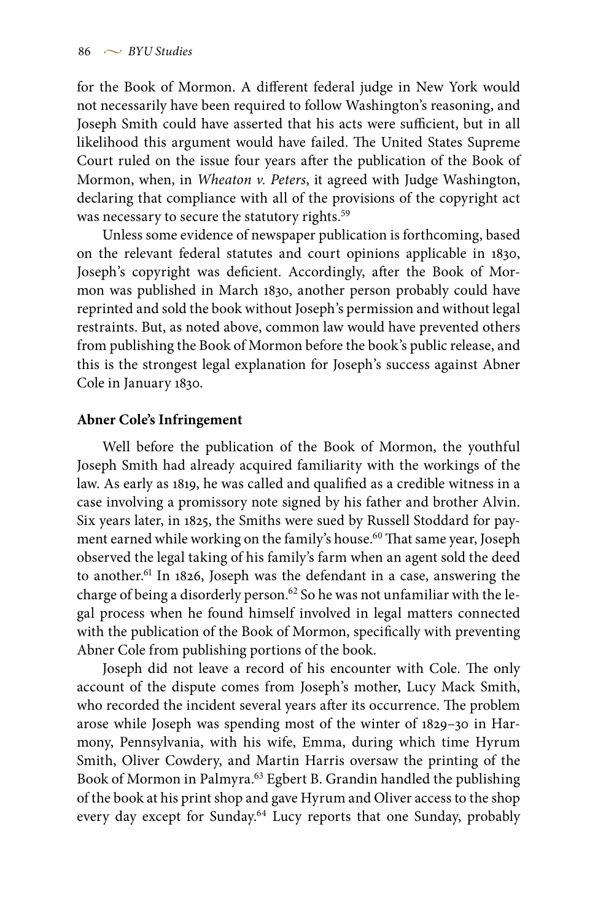for the Book of Mormon. A different federal judge in New York would not necessarily have been required to follow Washington's reasoning, and Joseph Smith could have asserted that his acts were sufficient, but in all likelihood this argument would have failed. The United States Supreme Court ruled on the issue four years after the publication of the Book of Mormon, when, in *Wheaton v. Peters*, it agreed with Judge Washington, declaring that compliance with all of the provisions of the copyright act was necessary to secure the statutory rights.[59]

Unless some evidence of newspaper publication is forthcoming, based on the relevant federal statutes and court opinions applicable in 1830, Joseph's copyright was deficient. Accordingly, after the Book of Mormon was published in March 1830, another person probably could have reprinted and sold the book without Joseph's permission and without legal restraints. But, as noted above, common law would have prevented others from publishing the Book of Mormon before the book's public release, and this is the strongest legal explanation for Joseph's success against Abner Cole in January 1830.

**Abner Cole's Infringement**

Well before the publication of the Book of Mormon, the youthful Joseph Smith had already acquired familiarity with the workings of the law. As early as 1819, he was called and qualified as a credible witness in a case involving a promissory note signed by his father and brother Alvin. Six years later, in 1825, the Smiths were sued by Russell Stoddard for payment earned while working on the family's house.[60] That same year, Joseph observed the legal taking of his family's farm when an agent sold the deed to another.[61] In 1826, Joseph was the defendant in a case, answering the charge of being a disorderly person.[62] So he was not unfamiliar with the legal process when he found himself involved in legal matters connected with the publication of the Book of Mormon, specifically with preventing Abner Cole from publishing portions of the book.

Joseph did not leave a record of his encounter with Cole. The only account of the dispute comes from Joseph's mother, Lucy Mack Smith, who recorded the incident several years after its occurrence. The problem arose while Joseph was spending most of the winter of 1829–30 in Harmony, Pennsylvania, with his wife, Emma, during which time Hyrum Smith, Oliver Cowdery, and Martin Harris oversaw the printing of the Book of Mormon in Palmyra.[63] Egbert B. Grandin handled the publishing of the book at his print shop and gave Hyrum and Oliver access to the shop every day except for Sunday.[64] Lucy reports that one Sunday, probably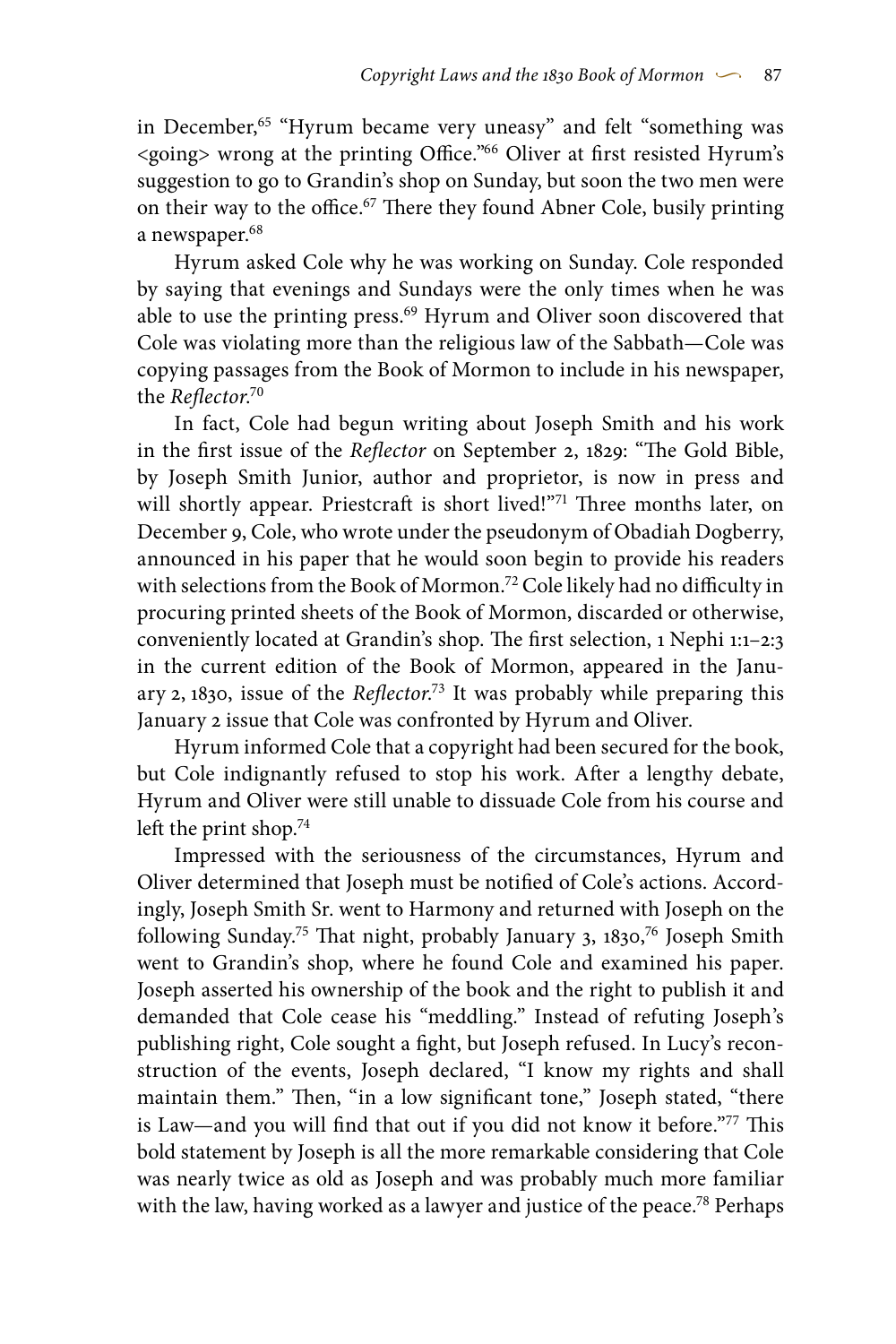in December,[65] "Hyrum became very uneasy" and felt "something was <going> wrong at the printing Office."[66] Oliver at first resisted Hyrum's suggestion to go to Grandin's shop on Sunday, but soon the two men were on their way to the office.[67] There they found Abner Cole, busily printing a newspaper.[68]

Hyrum asked Cole why he was working on Sunday. Cole responded by saying that evenings and Sundays were the only times when he was able to use the printing press.[69] Hyrum and Oliver soon discovered that Cole was violating more than the religious law of the Sabbath—Cole was copying passages from the Book of Mormon to include in his newspaper, the *Reflector*.[70]

In fact, Cole had begun writing about Joseph Smith and his work in the first issue of the *Reflector* on September 2, 1829: "The Gold Bible, by Joseph Smith Junior, author and proprietor, is now in press and will shortly appear. Priestcraft is short lived!"[71] Three months later, on December 9, Cole, who wrote under the pseudonym of Obadiah Dogberry, announced in his paper that he would soon begin to provide his readers with selections from the Book of Mormon.[72] Cole likely had no difficulty in procuring printed sheets of the Book of Mormon, discarded or otherwise, conveniently located at Grandin's shop. The first selection, 1 Nephi 1:1–2:3 in the current edition of the Book of Mormon, appeared in the January 2, 1830, issue of the *Reflector*.[73] It was probably while preparing this January 2 issue that Cole was confronted by Hyrum and Oliver.

Hyrum informed Cole that a copyright had been secured for the book, but Cole indignantly refused to stop his work. After a lengthy debate, Hyrum and Oliver were still unable to dissuade Cole from his course and left the print shop.[74]

Impressed with the seriousness of the circumstances, Hyrum and Oliver determined that Joseph must be notified of Cole's actions. Accordingly, Joseph Smith Sr. went to Harmony and returned with Joseph on the following Sunday.[75] That night, probably January 3, 1830,[76] Joseph Smith went to Grandin's shop, where he found Cole and examined his paper. Joseph asserted his ownership of the book and the right to publish it and demanded that Cole cease his "meddling." Instead of refuting Joseph's publishing right, Cole sought a fight, but Joseph refused. In Lucy's reconstruction of the events, Joseph declared, "I know my rights and shall maintain them." Then, "in a low significant tone," Joseph stated, "there is Law—and you will find that out if you did not know it before."[77] This bold statement by Joseph is all the more remarkable considering that Cole was nearly twice as old as Joseph and was probably much more familiar with the law, having worked as a lawyer and justice of the peace.[78] Perhaps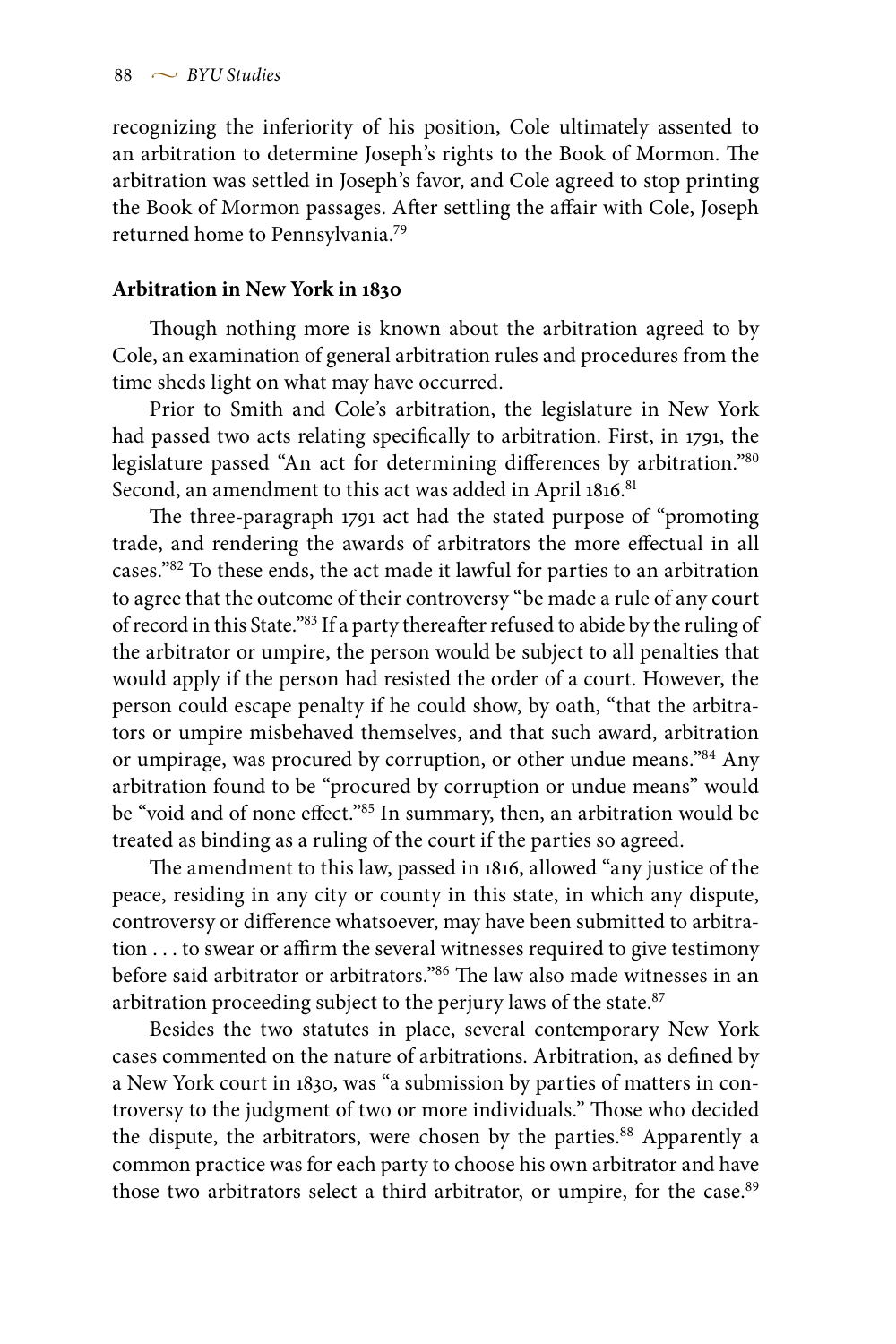recognizing the inferiority of his position, Cole ultimately assented to an arbitration to determine Joseph's rights to the Book of Mormon. The arbitration was settled in Joseph's favor, and Cole agreed to stop printing the Book of Mormon passages. After settling the affair with Cole, Joseph returned home to Pennsylvania.[79]

**Arbitration in New York in 1830**

Though nothing more is known about the arbitration agreed to by Cole, an examination of general arbitration rules and procedures from the time sheds light on what may have occurred.

Prior to Smith and Cole's arbitration, the legislature in New York had passed two acts relating specifically to arbitration. First, in 1791, the legislature passed "An act for determining differences by arbitration."[80] Second, an amendment to this act was added in April 1816.[81]

The three-paragraph 1791 act had the stated purpose of "promoting trade, and rendering the awards of arbitrators the more effectual in all cases."[82] To these ends, the act made it lawful for parties to an arbitration to agree that the outcome of their controversy "be made a rule of any court of record in this State."[83] If a party thereafter refused to abide by the ruling of the arbitrator or umpire, the person would be subject to all penalties that would apply if the person had resisted the order of a court. However, the person could escape penalty if he could show, by oath, "that the arbitrators or umpire misbehaved themselves, and that such award, arbitration or umpirage, was procured by corruption, or other undue means."[84] Any arbitration found to be "procured by corruption or undue means" would be "void and of none effect."[85] In summary, then, an arbitration would be treated as binding as a ruling of the court if the parties so agreed.

The amendment to this law, passed in 1816, allowed "any justice of the peace, residing in any city or county in this state, in which any dispute, controversy or difference whatsoever, may have been submitted to arbitration . . . to swear or affirm the several witnesses required to give testimony before said arbitrator or arbitrators."[86] The law also made witnesses in an arbitration proceeding subject to the perjury laws of the state.[87]

Besides the two statutes in place, several contemporary New York cases commented on the nature of arbitrations. Arbitration, as defined by a New York court in 1830, was "a submission by parties of matters in controversy to the judgment of two or more individuals." Those who decided the dispute, the arbitrators, were chosen by the parties.[88] Apparently a common practice was for each party to choose his own arbitrator and have those two arbitrators select a third arbitrator, or umpire, for the case.[89]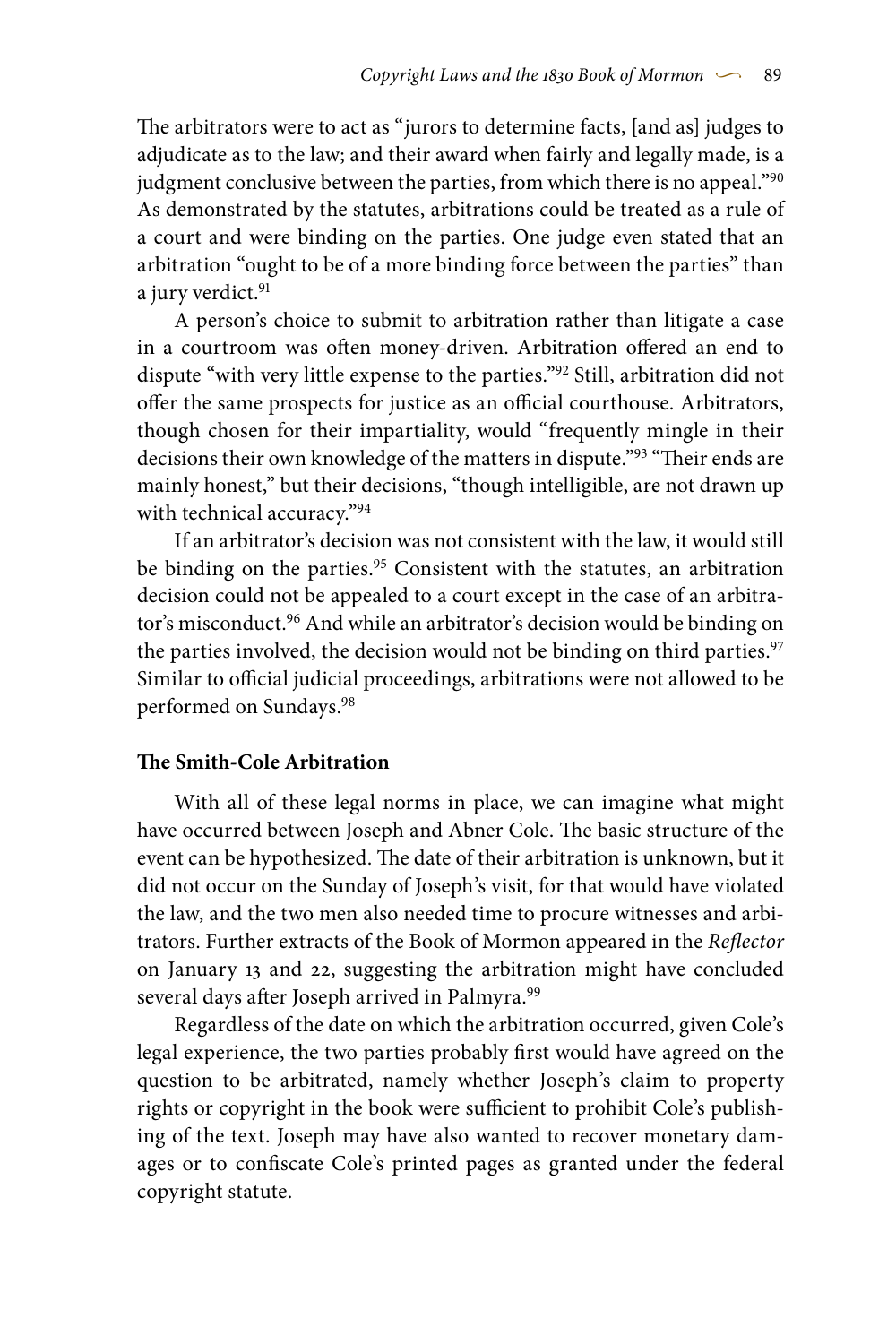The arbitrators were to act as "jurors to determine facts, [and as] judges to adjudicate as to the law; and their award when fairly and legally made, is a judgment conclusive between the parties, from which there is no appeal."[90] As demonstrated by the statutes, arbitrations could be treated as a rule of a court and were binding on the parties. One judge even stated that an arbitration "ought to be of a more binding force between the parties" than a jury verdict.[91]

A person's choice to submit to arbitration rather than litigate a case in a courtroom was often money-driven. Arbitration offered an end to dispute "with very little expense to the parties."[92] Still, arbitration did not offer the same prospects for justice as an official courthouse. Arbitrators, though chosen for their impartiality, would "frequently mingle in their decisions their own knowledge of the matters in dispute."[93] "Their ends are mainly honest," but their decisions, "though intelligible, are not drawn up with technical accuracy."[94]

If an arbitrator's decision was not consistent with the law, it would still be binding on the parties.[95] Consistent with the statutes, an arbitration decision could not be appealed to a court except in the case of an arbitrator's misconduct.[96] And while an arbitrator's decision would be binding on the parties involved, the decision would not be binding on third parties.[97] Similar to official judicial proceedings, arbitrations were not allowed to be performed on Sundays.[98]

### The Smith-Cole Arbitration

With all of these legal norms in place, we can imagine what might have occurred between Joseph and Abner Cole. The basic structure of the event can be hypothesized. The date of their arbitration is unknown, but it did not occur on the Sunday of Joseph's visit, for that would have violated the law, and the two men also needed time to procure witnesses and arbitrators. Further extracts of the Book of Mormon appeared in the *Reflector* on January 13 and 22, suggesting the arbitration might have concluded several days after Joseph arrived in Palmyra.[99]

Regardless of the date on which the arbitration occurred, given Cole's legal experience, the two parties probably first would have agreed on the question to be arbitrated, namely whether Joseph's claim to property rights or copyright in the book were sufficient to prohibit Cole's publishing of the text. Joseph may have also wanted to recover monetary damages or to confiscate Cole's printed pages as granted under the federal copyright statute.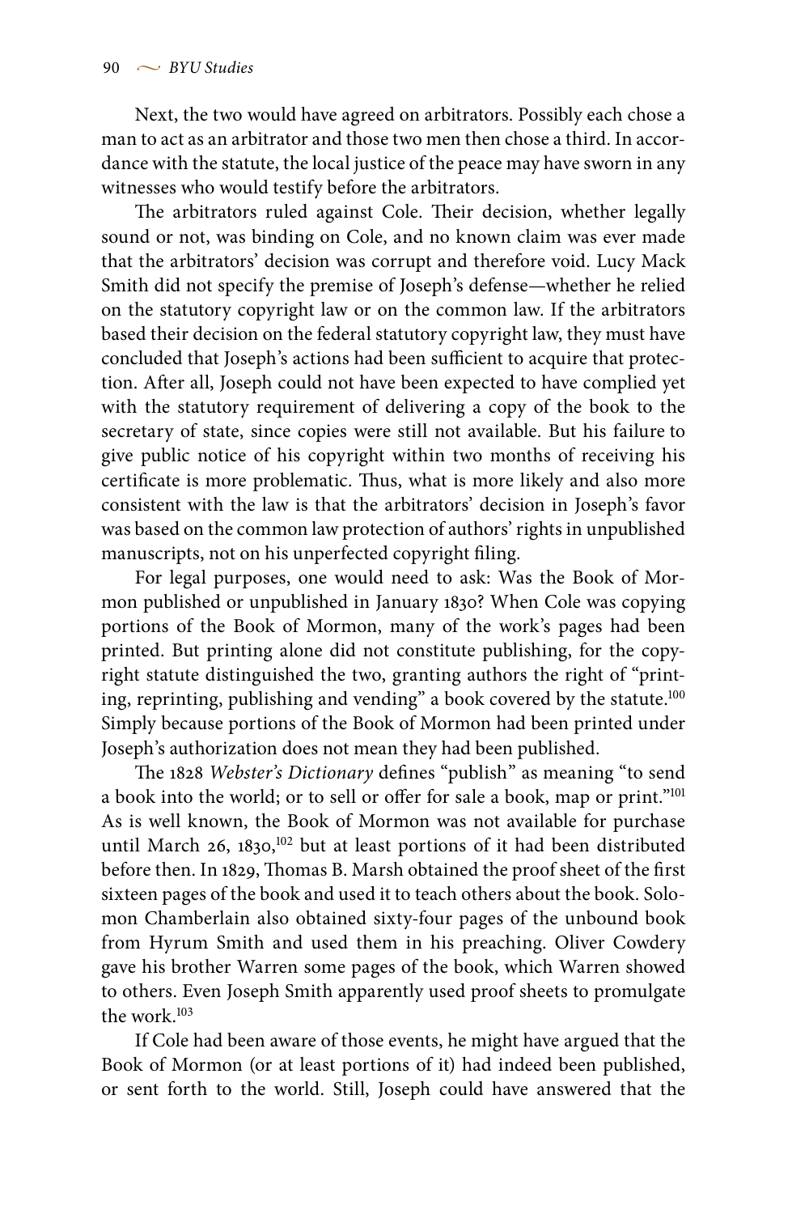Next, the two would have agreed on arbitrators. Possibly each chose a man to act as an arbitrator and those two men then chose a third. In accordance with the statute, the local justice of the peace may have sworn in any witnesses who would testify before the arbitrators.

The arbitrators ruled against Cole. Their decision, whether legally sound or not, was binding on Cole, and no known claim was ever made that the arbitrators' decision was corrupt and therefore void. Lucy Mack Smith did not specify the premise of Joseph's defense—whether he relied on the statutory copyright law or on the common law. If the arbitrators based their decision on the federal statutory copyright law, they must have concluded that Joseph's actions had been sufficient to acquire that protection. After all, Joseph could not have been expected to have complied yet with the statutory requirement of delivering a copy of the book to the secretary of state, since copies were still not available. But his failure to give public notice of his copyright within two months of receiving his certificate is more problematic. Thus, what is more likely and also more consistent with the law is that the arbitrators' decision in Joseph's favor was based on the common law protection of authors' rights in unpublished manuscripts, not on his unperfected copyright filing.

For legal purposes, one would need to ask: Was the Book of Mormon published or unpublished in January 1830? When Cole was copying portions of the Book of Mormon, many of the work's pages had been printed. But printing alone did not constitute publishing, for the copyright statute distinguished the two, granting authors the right of "printing, reprinting, publishing and vending" a book covered by the statute.[100] Simply because portions of the Book of Mormon had been printed under Joseph's authorization does not mean they had been published.

The 1828 *Webster's Dictionary* defines "publish" as meaning "to send a book into the world; or to sell or offer for sale a book, map or print."[101] As is well known, the Book of Mormon was not available for purchase until March 26, 1830,[102] but at least portions of it had been distributed before then. In 1829, Thomas B. Marsh obtained the proof sheet of the first sixteen pages of the book and used it to teach others about the book. Solomon Chamberlain also obtained sixty-four pages of the unbound book from Hyrum Smith and used them in his preaching. Oliver Cowdery gave his brother Warren some pages of the book, which Warren showed to others. Even Joseph Smith apparently used proof sheets to promulgate the work.[103]

If Cole had been aware of those events, he might have argued that the Book of Mormon (or at least portions of it) had indeed been published, or sent forth to the world. Still, Joseph could have answered that the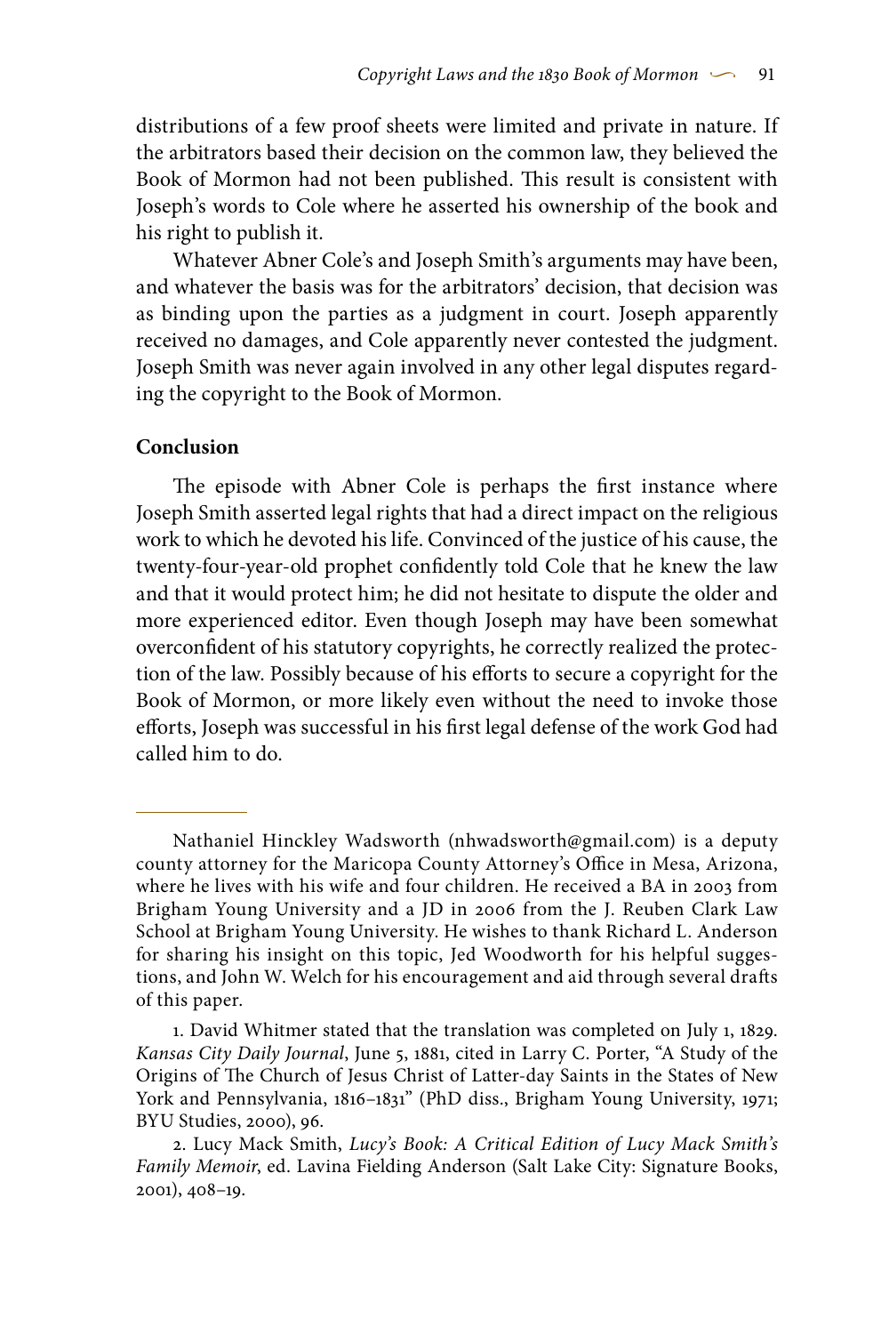distributions of a few proof sheets were limited and private in nature. If the arbitrators based their decision on the common law, they believed the Book of Mormon had not been published. This result is consistent with Joseph's words to Cole where he asserted his ownership of the book and his right to publish it.

Whatever Abner Cole's and Joseph Smith's arguments may have been, and whatever the basis was for the arbitrators' decision, that decision was as binding upon the parties as a judgment in court. Joseph apparently received no damages, and Cole apparently never contested the judgment. Joseph Smith was never again involved in any other legal disputes regarding the copyright to the Book of Mormon.

## Conclusion

The episode with Abner Cole is perhaps the first instance where Joseph Smith asserted legal rights that had a direct impact on the religious work to which he devoted his life. Convinced of the justice of his cause, the twenty-four-year-old prophet confidently told Cole that he knew the law and that it would protect him; he did not hesitate to dispute the older and more experienced editor. Even though Joseph may have been somewhat overconfident of his statutory copyrights, he correctly realized the protection of the law. Possibly because of his efforts to secure a copyright for the Book of Mormon, or more likely even without the need to invoke those efforts, Joseph was successful in his first legal defense of the work God had called him to do.

---

Nathaniel Hinckley Wadsworth (nhwadsworth@gmail.com) is a deputy county attorney for the Maricopa County Attorney's Office in Mesa, Arizona, where he lives with his wife and four children. He received a BA in 2003 from Brigham Young University and a JD in 2006 from the J. Reuben Clark Law School at Brigham Young University. He wishes to thank Richard L. Anderson for sharing his insight on this topic, Jed Woodworth for his helpful suggestions, and John W. Welch for his encouragement and aid through several drafts of this paper.

1. David Whitmer stated that the translation was completed on July 1, 1829. *Kansas City Daily Journal*, June 5, 1881, cited in Larry C. Porter, "A Study of the Origins of The Church of Jesus Christ of Latter-day Saints in the States of New York and Pennsylvania, 1816–1831" (PhD diss., Brigham Young University, 1971; BYU Studies, 2000), 96.

2. Lucy Mack Smith, *Lucy's Book: A Critical Edition of Lucy Mack Smith's Family Memoir*, ed. Lavina Fielding Anderson (Salt Lake City: Signature Books, 2001), 408–19.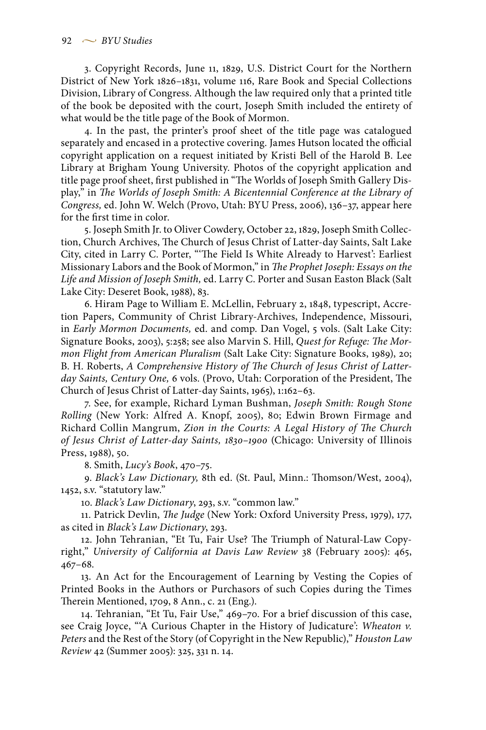3. Copyright Records, June 11, 1829, U.S. District Court for the Northern District of New York 1826–1831, volume 116, Rare Book and Special Collections Division, Library of Congress. Although the law required only that a printed title of the book be deposited with the court, Joseph Smith included the entirety of what would be the title page of the Book of Mormon.

4. In the past, the printer's proof sheet of the title page was catalogued separately and encased in a protective covering. James Hutson located the official copyright application on a request initiated by Kristi Bell of the Harold B. Lee Library at Brigham Young University. Photos of the copyright application and title page proof sheet, first published in "The Worlds of Joseph Smith Gallery Display," in *The Worlds of Joseph Smith: A Bicentennial Conference at the Library of Congress,* ed. John W. Welch (Provo, Utah: BYU Press, 2006), 136–37, appear here for the first time in color.

5. Joseph Smith Jr. to Oliver Cowdery, October 22, 1829, Joseph Smith Collection, Church Archives, The Church of Jesus Christ of Latter-day Saints, Salt Lake City, cited in Larry C. Porter, "'The Field Is White Already to Harvest': Earliest Missionary Labors and the Book of Mormon," in *The Prophet Joseph: Essays on the Life and Mission of Joseph Smith,* ed. Larry C. Porter and Susan Easton Black (Salt Lake City: Deseret Book, 1988), 83.

6. Hiram Page to William E. McLellin, February 2, 1848, typescript, Accretion Papers, Community of Christ Library-Archives, Independence, Missouri, in *Early Mormon Documents,* ed. and comp. Dan Vogel, 5 vols. (Salt Lake City: Signature Books, 2003), 5:258; see also Marvin S. Hill, *Quest for Refuge: The Mormon Flight from American Pluralism* (Salt Lake City: Signature Books, 1989), 20; B. H. Roberts, *A Comprehensive History of The Church of Jesus Christ of Latter-day Saints, Century One,* 6 vols. (Provo, Utah: Corporation of the President, The Church of Jesus Christ of Latter-day Saints, 1965), 1:162–63.

7. See, for example, Richard Lyman Bushman, *Joseph Smith: Rough Stone Rolling* (New York: Alfred A. Knopf, 2005), 80; Edwin Brown Firmage and Richard Collin Mangrum, *Zion in the Courts: A Legal History of The Church of Jesus Christ of Latter-day Saints, 1830–1900* (Chicago: University of Illinois Press, 1988), 50.

8. Smith, *Lucy's Book*, 470–75.

9. *Black's Law Dictionary,* 8th ed. (St. Paul, Minn.: Thomson/West, 2004), 1452, s.v. "statutory law."

10. *Black's Law Dictionary*, 293, s.v. "common law."

11. Patrick Devlin, *The Judge* (New York: Oxford University Press, 1979), 177, as cited in *Black's Law Dictionary*, 293.

12. John Tehranian, "Et Tu, Fair Use? The Triumph of Natural-Law Copyright," *University of California at Davis Law Review* 38 (February 2005): 465, 467–68.

13. An Act for the Encouragement of Learning by Vesting the Copies of Printed Books in the Authors or Purchasors of such Copies during the Times Therein Mentioned, 1709, 8 Ann., c. 21 (Eng.).

14. Tehranian, "Et Tu, Fair Use," 469–70. For a brief discussion of this case, see Craig Joyce, "'A Curious Chapter in the History of Judicature': *Wheaton v. Peters* and the Rest of the Story (of Copyright in the New Republic)," *Houston Law Review* 42 (Summer 2005): 325, 331 n. 14.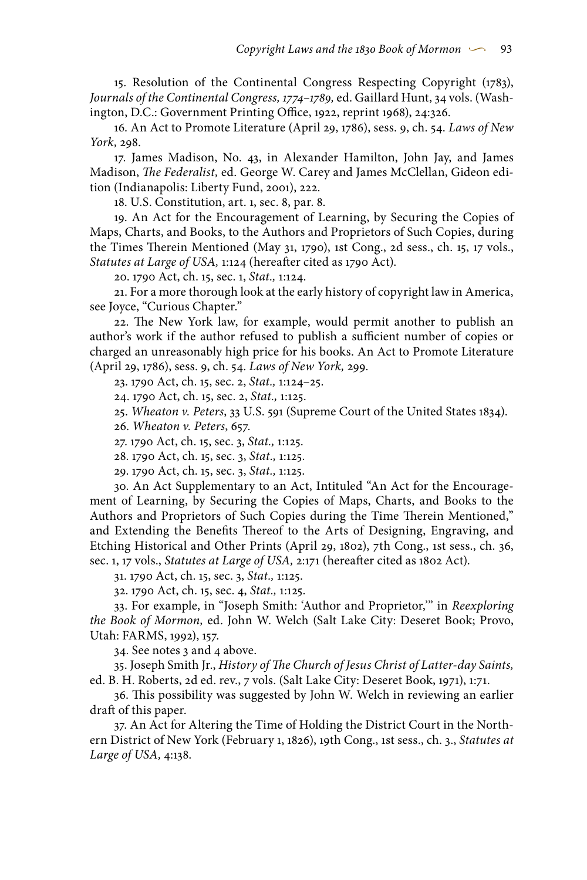15. Resolution of the Continental Congress Respecting Copyright (1783), *Journals of the Continental Congress, 1774–1789,* ed. Gaillard Hunt, 34 vols. (Washington, D.C.: Government Printing Office, 1922, reprint 1968), 24:326.

16. An Act to Promote Literature (April 29, 1786), sess. 9, ch. 54. *Laws of New York,* 298.

17. James Madison, No. 43, in Alexander Hamilton, John Jay, and James Madison, *The Federalist,* ed. George W. Carey and James McClellan, Gideon edition (Indianapolis: Liberty Fund, 2001), 222.

18. U.S. Constitution, art. 1, sec. 8, par. 8.

19. An Act for the Encouragement of Learning, by Securing the Copies of Maps, Charts, and Books, to the Authors and Proprietors of Such Copies, during the Times Therein Mentioned (May 31, 1790), 1st Cong., 2d sess., ch. 15, 17 vols., *Statutes at Large of USA,* 1:124 (hereafter cited as 1790 Act).

20. 1790 Act, ch. 15, sec. 1, *Stat.,* 1:124.

21. For a more thorough look at the early history of copyright law in America, see Joyce, "Curious Chapter."

22. The New York law, for example, would permit another to publish an author's work if the author refused to publish a sufficient number of copies or charged an unreasonably high price for his books. An Act to Promote Literature (April 29, 1786), sess. 9, ch. 54. *Laws of New York,* 299.

23. 1790 Act, ch. 15, sec. 2, *Stat.,* 1:124–25.

24. 1790 Act, ch. 15, sec. 2, *Stat.,* 1:125.

25. *Wheaton v. Peters*, 33 U.S. 591 (Supreme Court of the United States 1834).

26. *Wheaton v. Peters*, 657.

27. 1790 Act, ch. 15, sec. 3, *Stat.,* 1:125.

28. 1790 Act, ch. 15, sec. 3, *Stat.,* 1:125.

29. 1790 Act, ch. 15, sec. 3, *Stat.,* 1:125.

30. An Act Supplementary to an Act, Intituled "An Act for the Encouragement of Learning, by Securing the Copies of Maps, Charts, and Books to the Authors and Proprietors of Such Copies during the Time Therein Mentioned," and Extending the Benefits Thereof to the Arts of Designing, Engraving, and Etching Historical and Other Prints (April 29, 1802), 7th Cong., 1st sess., ch. 36, sec. 1, 17 vols., *Statutes at Large of USA,* 2:171 (hereafter cited as 1802 Act).

31. 1790 Act, ch. 15, sec. 3, *Stat.,* 1:125.

32. 1790 Act, ch. 15, sec. 4, *Stat.,* 1:125.

33. For example, in "Joseph Smith: 'Author and Proprietor,'" in *Reexploring the Book of Mormon,* ed. John W. Welch (Salt Lake City: Deseret Book; Provo, Utah: FARMS, 1992), 157.

34. See notes 3 and 4 above.

35. Joseph Smith Jr., *History of The Church of Jesus Christ of Latter-day Saints,* ed. B. H. Roberts, 2d ed. rev., 7 vols. (Salt Lake City: Deseret Book, 1971), 1:71.

36. This possibility was suggested by John W. Welch in reviewing an earlier draft of this paper.

37. An Act for Altering the Time of Holding the District Court in the Northern District of New York (February 1, 1826), 19th Cong., 1st sess., ch. 3., *Statutes at Large of USA,* 4:138.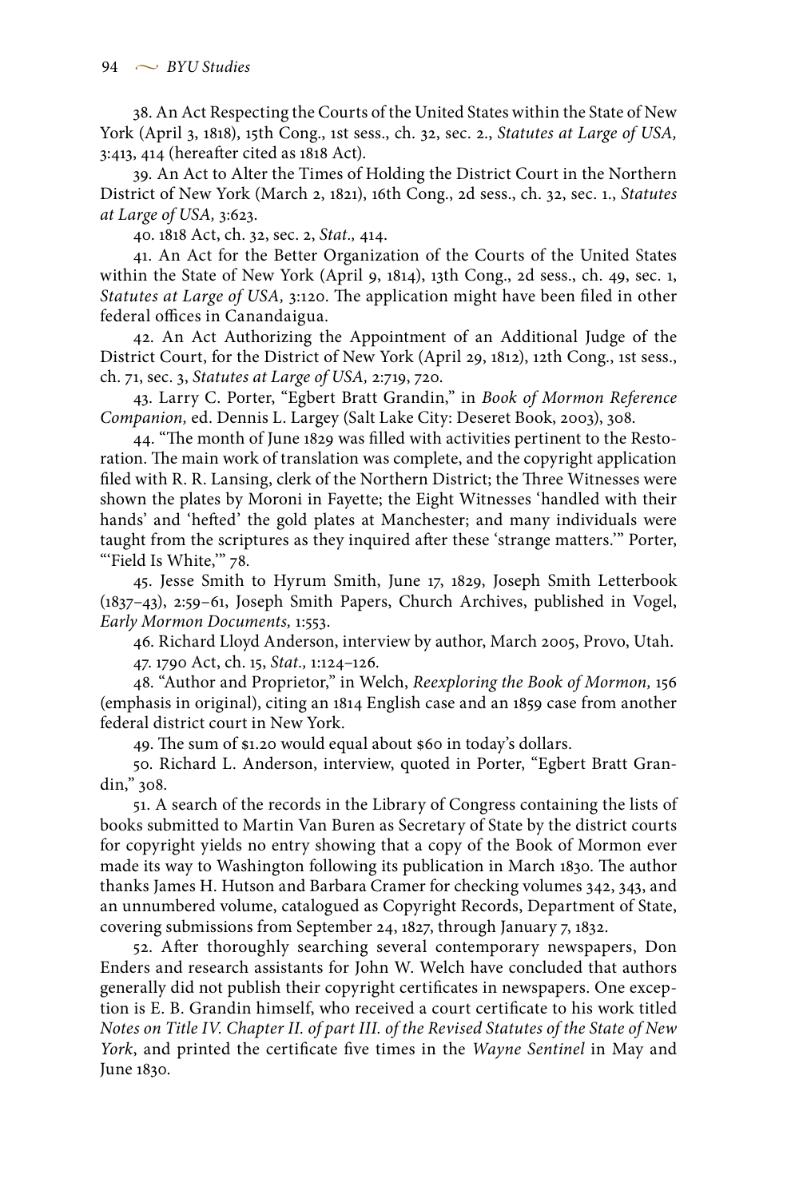38. An Act Respecting the Courts of the United States within the State of New York (April 3, 1818), 15th Cong., 1st sess., ch. 32, sec. 2., *Statutes at Large of USA,* 3:413, 414 (hereafter cited as 1818 Act).

39. An Act to Alter the Times of Holding the District Court in the Northern District of New York (March 2, 1821), 16th Cong., 2d sess., ch. 32, sec. 1., *Statutes at Large of USA,* 3:623.

40. 1818 Act, ch. 32, sec. 2, *Stat.,* 414.

41. An Act for the Better Organization of the Courts of the United States within the State of New York (April 9, 1814), 13th Cong., 2d sess., ch. 49, sec. 1, *Statutes at Large of USA,* 3:120. The application might have been filed in other federal offices in Canandaigua.

42. An Act Authorizing the Appointment of an Additional Judge of the District Court, for the District of New York (April 29, 1812), 12th Cong., 1st sess., ch. 71, sec. 3, *Statutes at Large of USA,* 2:719, 720.

43. Larry C. Porter, "Egbert Bratt Grandin," in *Book of Mormon Reference Companion,* ed. Dennis L. Largey (Salt Lake City: Deseret Book, 2003), 308.

44. "The month of June 1829 was filled with activities pertinent to the Restoration. The main work of translation was complete, and the copyright application filed with R. R. Lansing, clerk of the Northern District; the Three Witnesses were shown the plates by Moroni in Fayette; the Eight Witnesses 'handled with their hands' and 'hefted' the gold plates at Manchester; and many individuals were taught from the scriptures as they inquired after these 'strange matters.'" Porter, "'Field Is White,'" 78.

45. Jesse Smith to Hyrum Smith, June 17, 1829, Joseph Smith Letterbook (1837–43), 2:59–61, Joseph Smith Papers, Church Archives, published in Vogel, *Early Mormon Documents,* 1:553.

46. Richard Lloyd Anderson, interview by author, March 2005, Provo, Utah.

47. 1790 Act, ch. 15, *Stat.,* 1:124–126.

48. "Author and Proprietor," in Welch, *Reexploring the Book of Mormon,* 156 (emphasis in original), citing an 1814 English case and an 1859 case from another federal district court in New York.

49. The sum of $1.20 would equal about $60 in today's dollars.

50. Richard L. Anderson, interview, quoted in Porter, "Egbert Bratt Grandin," 308.

51. A search of the records in the Library of Congress containing the lists of books submitted to Martin Van Buren as Secretary of State by the district courts for copyright yields no entry showing that a copy of the Book of Mormon ever made its way to Washington following its publication in March 1830. The author thanks James H. Hutson and Barbara Cramer for checking volumes 342, 343, and an unnumbered volume, catalogued as Copyright Records, Department of State, covering submissions from September 24, 1827, through January 7, 1832.

52. After thoroughly searching several contemporary newspapers, Don Enders and research assistants for John W. Welch have concluded that authors generally did not publish their copyright certificates in newspapers. One exception is E. B. Grandin himself, who received a court certificate to his work titled *Notes on Title IV. Chapter II. of part III. of the Revised Statutes of the State of New York*, and printed the certificate five times in the *Wayne Sentinel* in May and June 1830.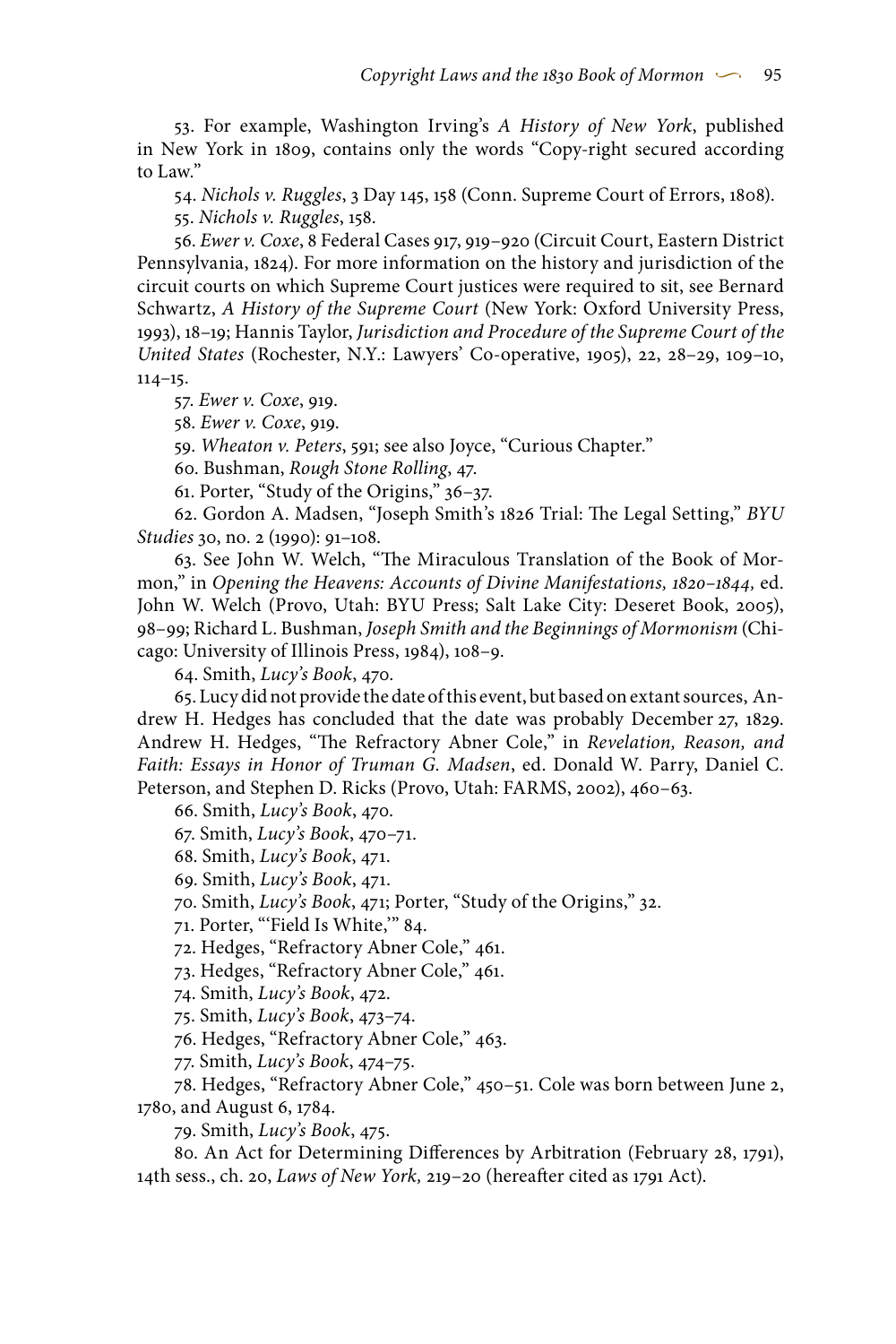53. For example, Washington Irving's *A History of New York*, published in New York in 1809, contains only the words "Copy-right secured according to Law."

54. *Nichols v. Ruggles*, 3 Day 145, 158 (Conn. Supreme Court of Errors, 1808).

55. *Nichols v. Ruggles*, 158.

56. *Ewer v. Coxe*, 8 Federal Cases 917, 919–920 (Circuit Court, Eastern District Pennsylvania, 1824). For more information on the history and jurisdiction of the circuit courts on which Supreme Court justices were required to sit, see Bernard Schwartz, *A History of the Supreme Court* (New York: Oxford University Press, 1993), 18–19; Hannis Taylor, *Jurisdiction and Procedure of the Supreme Court of the United States* (Rochester, N.Y.: Lawyers' Co-operative, 1905), 22, 28–29, 109–10, 114–15.

57. *Ewer v. Coxe*, 919.

58. *Ewer v. Coxe*, 919.

59. *Wheaton v. Peters*, 591; see also Joyce, "Curious Chapter."

60. Bushman, *Rough Stone Rolling*, 47.

61. Porter, "Study of the Origins," 36–37.

62. Gordon A. Madsen, "Joseph Smith's 1826 Trial: The Legal Setting," *BYU Studies* 30, no. 2 (1990): 91–108.

63. See John W. Welch, "The Miraculous Translation of the Book of Mormon," in *Opening the Heavens: Accounts of Divine Manifestations, 1820–1844,* ed. John W. Welch (Provo, Utah: BYU Press; Salt Lake City: Deseret Book, 2005), 98–99; Richard L. Bushman, *Joseph Smith and the Beginnings of Mormonism* (Chicago: University of Illinois Press, 1984), 108–9.

64. Smith, *Lucy's Book*, 470.

65. Lucy did not provide the date of this event, but based on extant sources, Andrew H. Hedges has concluded that the date was probably December 27, 1829. Andrew H. Hedges, "The Refractory Abner Cole," in *Revelation, Reason, and Faith: Essays in Honor of Truman G. Madsen*, ed. Donald W. Parry, Daniel C. Peterson, and Stephen D. Ricks (Provo, Utah: FARMS, 2002), 460–63.

66. Smith, *Lucy's Book*, 470.

67. Smith, *Lucy's Book*, 470–71.

68. Smith, *Lucy's Book*, 471.

69. Smith, *Lucy's Book*, 471.

70. Smith, *Lucy's Book*, 471; Porter, "Study of the Origins," 32.

71. Porter, "'Field Is White,'" 84.

72. Hedges, "Refractory Abner Cole," 461.

73. Hedges, "Refractory Abner Cole," 461.

74. Smith, *Lucy's Book*, 472.

75. Smith, *Lucy's Book*, 473–74.

76. Hedges, "Refractory Abner Cole," 463.

77. Smith, *Lucy's Book*, 474–75.

78. Hedges, "Refractory Abner Cole," 450–51. Cole was born between June 2, 1780, and August 6, 1784.

79. Smith, *Lucy's Book*, 475.

80. An Act for Determining Differences by Arbitration (February 28, 1791), 14th sess., ch. 20, *Laws of New York,* 219–20 (hereafter cited as 1791 Act).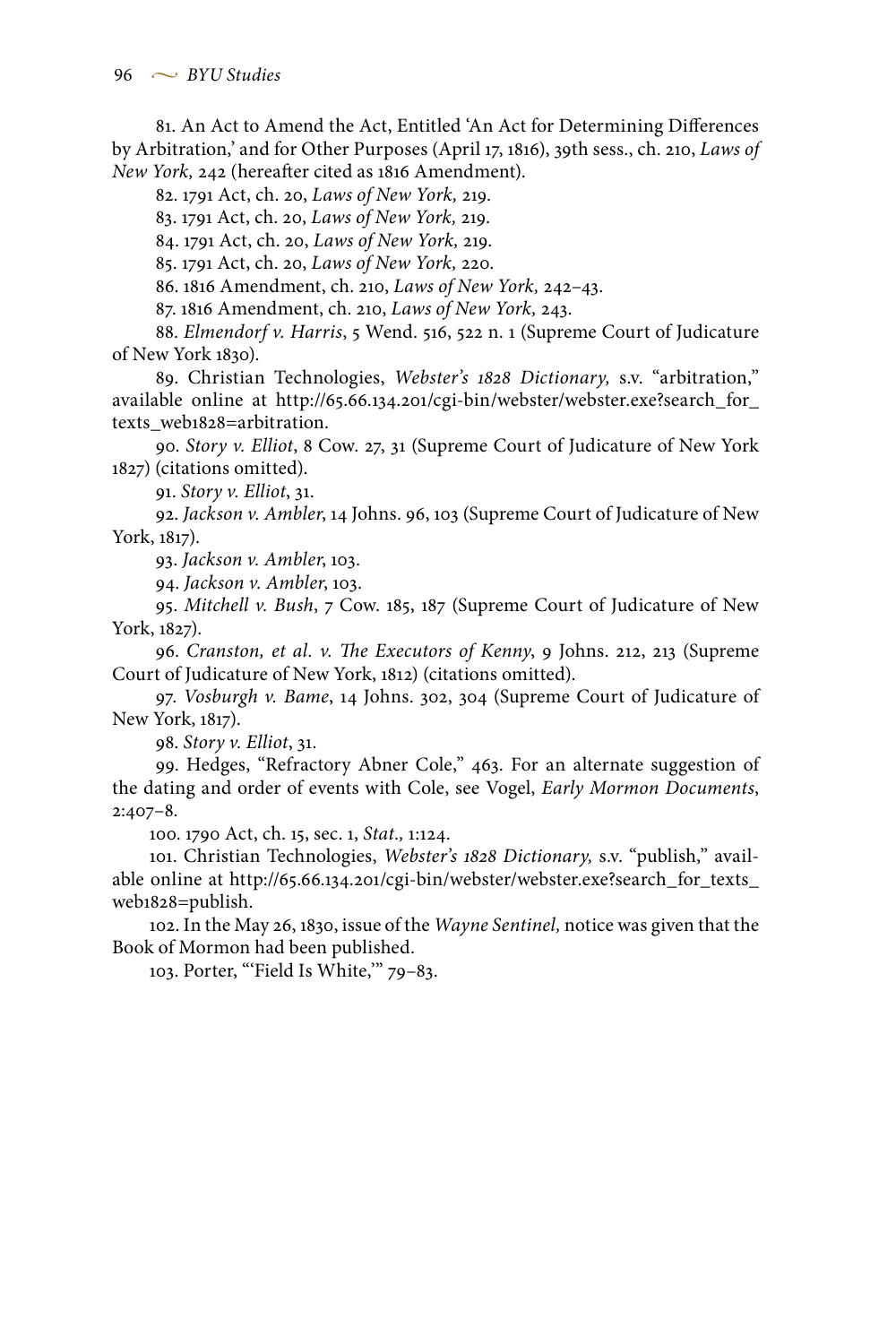81. An Act to Amend the Act, Entitled 'An Act for Determining Differences by Arbitration,' and for Other Purposes (April 17, 1816), 39th sess., ch. 210, *Laws of New York,* 242 (hereafter cited as 1816 Amendment).

82. 1791 Act, ch. 20, *Laws of New York,* 219.

83. 1791 Act, ch. 20, *Laws of New York,* 219.

84. 1791 Act, ch. 20, *Laws of New York,* 219.

85. 1791 Act, ch. 20, *Laws of New York,* 220.

86. 1816 Amendment, ch. 210, *Laws of New York,* 242–43.

87. 1816 Amendment, ch. 210, *Laws of New York,* 243.

88. *Elmendorf v. Harris*, 5 Wend. 516, 522 n. 1 (Supreme Court of Judicature of New York 1830).

89. Christian Technologies, *Webster's 1828 Dictionary,* s.v. "arbitration," available online at http://65.66.134.201/cgi-bin/webster/webster.exe?search_for_texts_web1828=arbitration.

90. *Story v. Elliot*, 8 Cow. 27, 31 (Supreme Court of Judicature of New York 1827) (citations omitted).

91. *Story v. Elliot*, 31.

92. *Jackson v. Ambler*, 14 Johns. 96, 103 (Supreme Court of Judicature of New York, 1817).

93. *Jackson v. Ambler*, 103.

94. *Jackson v. Ambler*, 103.

95. *Mitchell v. Bush*, 7 Cow. 185, 187 (Supreme Court of Judicature of New York, 1827).

96. *Cranston, et al. v. The Executors of Kenny*, 9 Johns. 212, 213 (Supreme Court of Judicature of New York, 1812) (citations omitted).

97. *Vosburgh v. Bame*, 14 Johns. 302, 304 (Supreme Court of Judicature of New York, 1817).

98. *Story v. Elliot*, 31.

99. Hedges, "Refractory Abner Cole," 463. For an alternate suggestion of the dating and order of events with Cole, see Vogel, *Early Mormon Documents*, 2:407–8.

100. 1790 Act, ch. 15, sec. 1, *Stat.,* 1:124.

101. Christian Technologies, *Webster's 1828 Dictionary,* s.v. "publish," available online at http://65.66.134.201/cgi-bin/webster/webster.exe?search_for_texts_web1828=publish.

102. In the May 26, 1830, issue of the *Wayne Sentinel,* notice was given that the Book of Mormon had been published.

103. Porter, "'Field Is White,'" 79–83.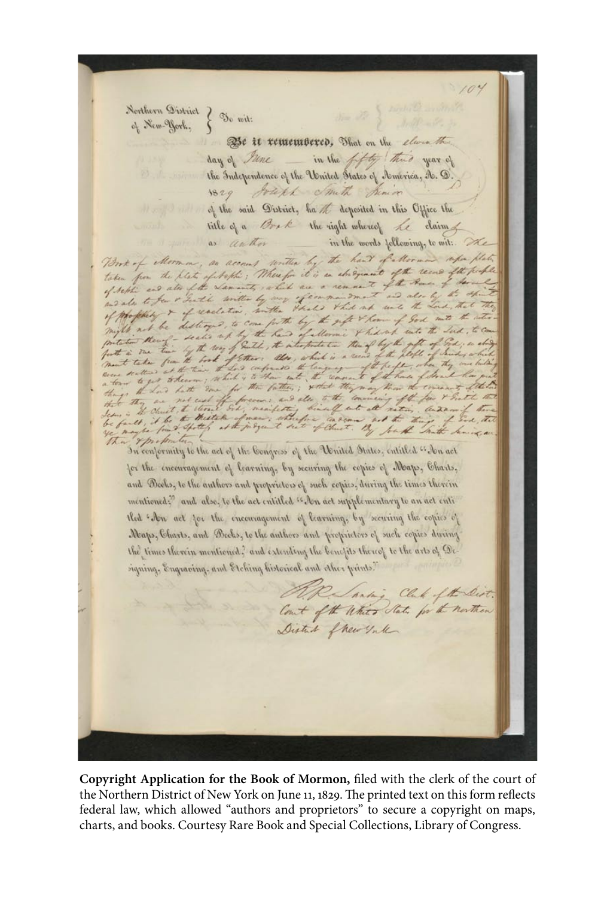Northern District of New-York, } To wit:

**Be it remembered,** That on the eleventh day of June in the fifty third year of the Independence of the United States of America, A. D. 1829 Joseph Smith Junior of the said District, hath deposited in this Office the title of a Book the right whereof he claims as author in the words following, to wit: The Book of Mormon, an account written by the hand of Mormon upon plates taken from the plates of Nephi; Wherefore it is an abridgment of the record of the people of Nephi and also of the Lamanites, which are a remnant of the house of Israel and also to Jew & Gentile written by way of commandment and also by the spirit of prophecy & of revelation, written & sealed & hid up unto the Lord, that they might not be destroyed, to come forth by the gift & power of God unto the interpretation thereof – sealed up by the hand of Moroni & hid up unto the Lord, to come forth in due time by the way of Gentile, the interpretation thereof by the gift of God; an abridgment taken from the book of Ether: Also, which is a record of the people of Jared which were scattered at the time the Lord confounded the language of the people, when they were building a tower to get to heaven; which is to shew unto the remnant of the house of Israel how great things the Lord hath done for their fathers; & that they may know the covenants of the Lord that they are not cast off forever; and also to the convincing of the Jew & Gentile that Jesus is the Christ, the Eternal God, manifesting himself unto all nations. And now if there be fault, it be the mistake of men, wherefore condemn not the things of God, that ye may be found spotless at the judgment seat of Christ. By Joseph Smith Junior, author & proprietor.

In conformity to the act of the Congress of the United States, entitled "An act for the encouragement of learning, by securing the copies of Maps, Charts, and Books, to the authors and proprietors of such copies, during the times therein mentioned;" and also, to the act entitled "An act supplementary to an act entitled 'An act for the encouragement of learning, by securing the copies of Maps, Charts, and Books, to the authors and proprietors of such copies during the times therein mentioned,' and extending the benefits thereof to the arts of Designing, Engraving, and Etching historical and other prints."

R. R. Lansing Clerk of the Dist. Court of the United States for the Northern District of New York

**Copyright Application for the Book of Mormon,** filed with the clerk of the court of the Northern District of New York on June 11, 1829. The printed text on this form reflects federal law, which allowed "authors and proprietors" to secure a copyright on maps, charts, and books. Courtesy Rare Book and Special Collections, Library of Congress.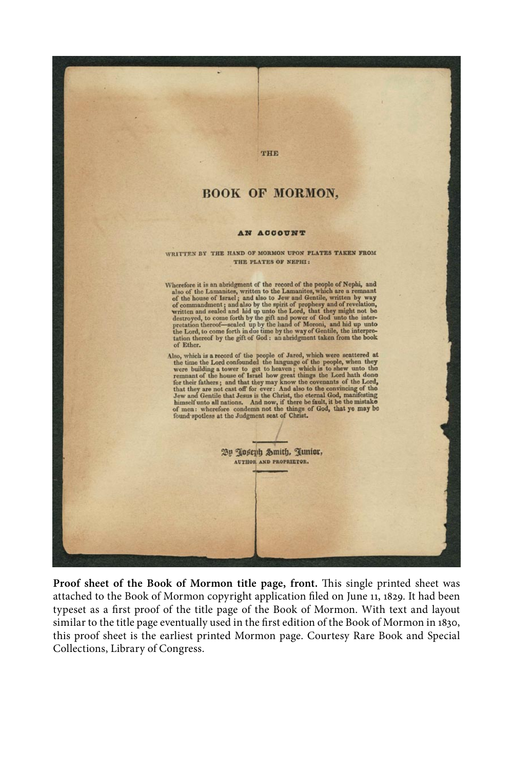THE

# BOOK OF MORMON,

## AN ACCOUNT

WRITTEN BY THE HAND OF MORMON UPON PLATES TAKEN FROM THE PLATES OF NEPHI:

Wherefore it is an abridgment of the record of the people of Nephi, and also of the Lamanites, written to the Lamanites, which are a remnant of the house of Israel; and also to Jew and Gentile, written by way of commandment; and also by the spirit of prophesy and of revelation, written and sealed and hid up unto the Lord, that they might not be destroyed, to come forth by the gift and power of God unto the interpretation thereof—sealed up by the hand of Moroni, and hid up unto the Lord, to come forth in due time by the way of Gentile, the interpretation thereof by the gift of God: an abridgment taken from the book of Ether.

Also, which is a record of the people of Jared, which were scattered at the time the Lord confounded the language of the people, when they were building a tower to get to heaven; which is to shew unto the remnant of the house of Israel how great things the Lord hath done for their fathers; and that they may know the covenants of the Lord, that they are not cast off for ever: And also to the convincing of the Jew and Gentile that Jesus is the Christ, the eternal God, manifesting himself unto all nations. And now, if there be fault, it be the mistake of men: wherefore condemn not the things of God, that ye may be found spotless at the Judgment seat of Christ.

By Joseph Smith, Junior,
AUTHOR AND PROPRIETOR.

**Proof sheet of the Book of Mormon title page, front.** This single printed sheet was attached to the Book of Mormon copyright application filed on June 11, 1829. It had been typeset as a first proof of the title page of the Book of Mormon. With text and layout similar to the title page eventually used in the first edition of the Book of Mormon in 1830, this proof sheet is the earliest printed Mormon page. Courtesy Rare Book and Special Collections, Library of Congress.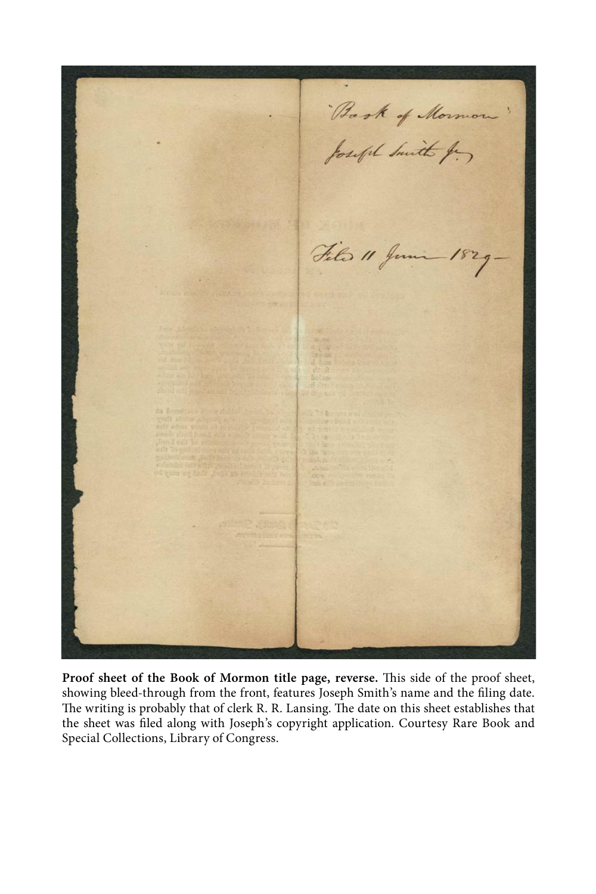**Proof sheet of the Book of Mormon title page, reverse.** This side of the proof sheet, showing bleed-through from the front, features Joseph Smith's name and the filing date. The writing is probably that of clerk R. R. Lansing. The date on this sheet establishes that the sheet was filed along with Joseph's copyright application. Courtesy Rare Book and Special Collections, Library of Congress.